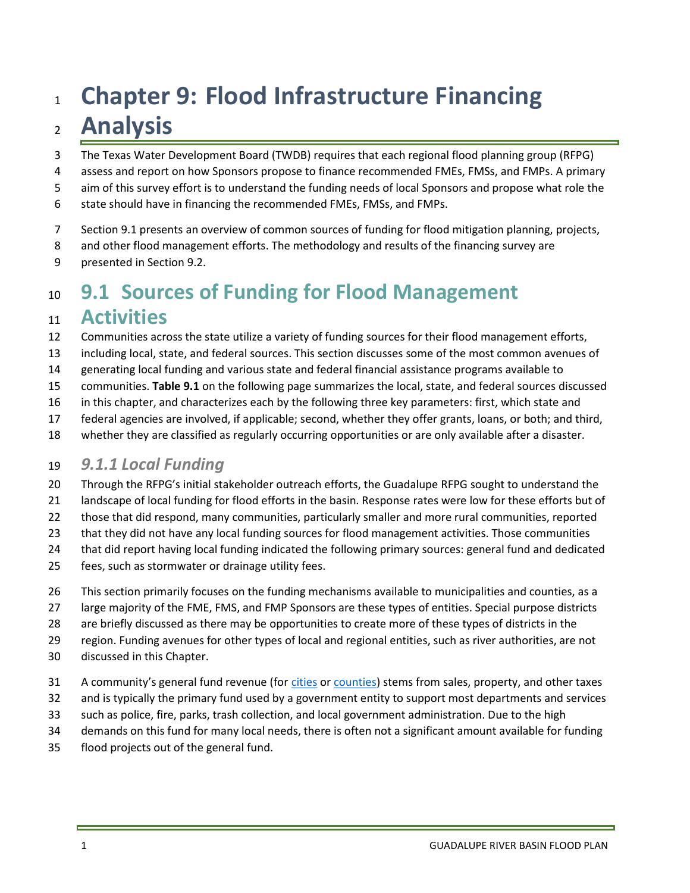# Chapter 9: Flood Infrastructure Financing Analysis

The Texas Water Development Board (TWDB) requires that each regional flood planning group (RFPG) assess and report on how Sponsors propose to finance recommended FMEs, FMSs, and FMPs. A primary aim of this survey effort is to understand the funding needs of local Sponsors and propose what role the state should have in financing the recommended FMEs, FMSs, and FMPs.

Section 9.1 presents an overview of common sources of funding for flood mitigation planning, projects, and other flood management efforts. The methodology and results of the financing survey are presented in Section 9.2.

## 9.1 Sources of Funding for Flood Management Activities

Communities across the state utilize a variety of funding sources for their flood management efforts, including local, state, and federal sources. This section discusses some of the most common avenues of generating local funding and various state and federal financial assistance programs available to communities. **Table 9.1** on the following page summarizes the local, state, and federal sources discussed in this chapter, and characterizes each by the following three key parameters: first, which state and federal agencies are involved, if applicable; second, whether they offer grants, loans, or both; and third, whether they are classified as regularly occurring opportunities or are only available after a disaster.

### *9.1.1 Local Funding*

Through the RFPG's initial stakeholder outreach efforts, the Guadalupe RFPG sought to understand the landscape of local funding for flood efforts in the basin. Response rates were low for these efforts but of those that did respond, many communities, particularly smaller and more rural communities, reported that they did not have any local funding sources for flood management activities. Those communities that did report having local funding indicated the following primary sources: general fund and dedicated fees, such as stormwater or drainage utility fees.

This section primarily focuses on the funding mechanisms available to municipalities and counties, as a large majority of the FME, FMS, and FMP Sponsors are these types of entities. Special purpose districts are briefly discussed as there may be opportunities to create more of these types of districts in the region. Funding avenues for other types of local and regional entities, such as river authorities, are not discussed in this Chapter.

A community's general fund revenue (for cities or counties) stems from sales, property, and other taxes and is typically the primary fund used by a government entity to support most departments and services such as police, fire, parks, trash collection, and local government administration. Due to the high demands on this fund for many local needs, there is often not a significant amount available for funding flood projects out of the general fund.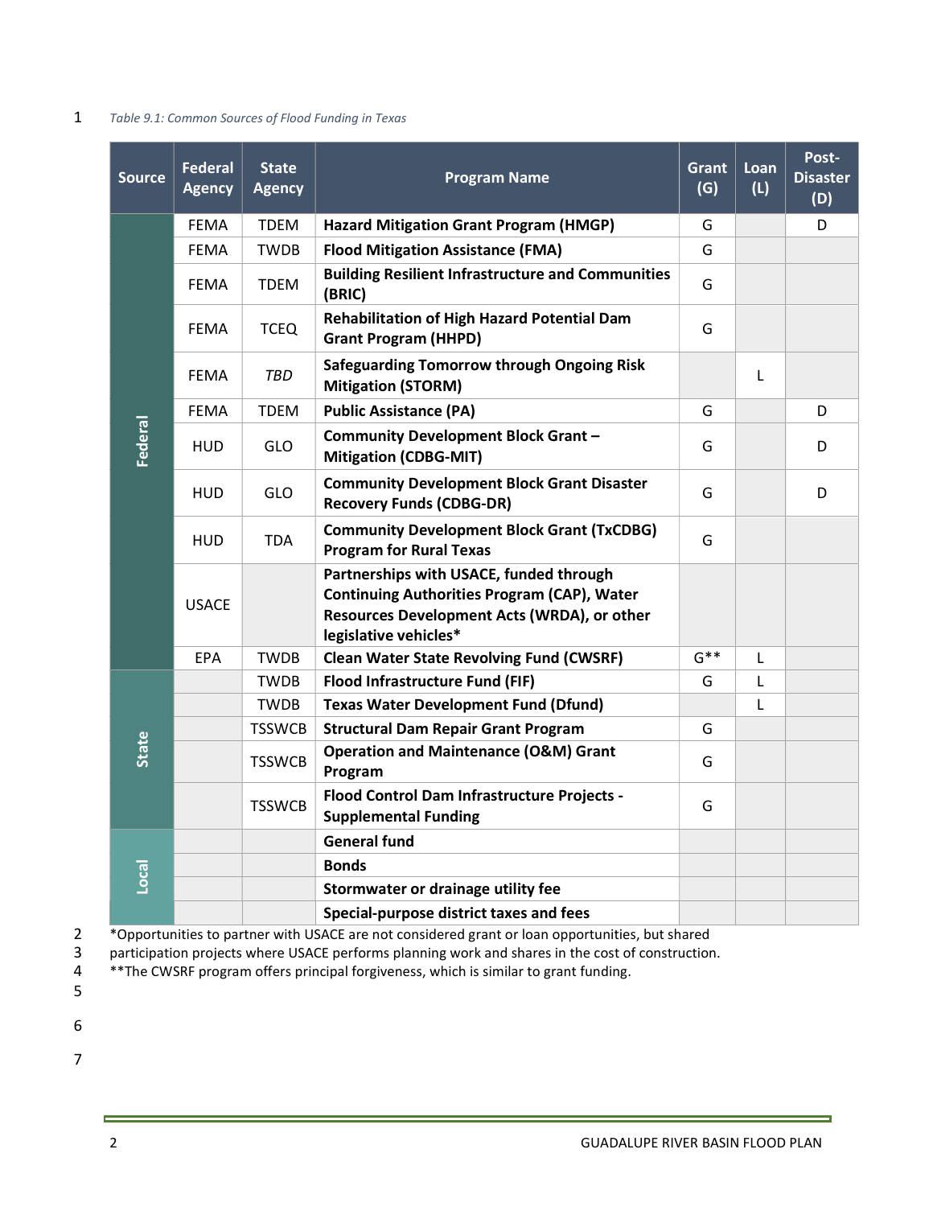*Table 9.1: Common Sources of Flood Funding in Texas*

| Source | Federal Agency | State Agency | Program Name | Grant (G) | Loan (L) | Post-Disaster (D) |
|---|---|---|---|---|---|---|
| Federal | FEMA | TDEM | **Hazard Mitigation Grant Program (HMGP)** | G | | D |
| | FEMA | TWDB | **Flood Mitigation Assistance (FMA)** | G | | |
| | FEMA | TDEM | **Building Resilient Infrastructure and Communities (BRIC)** | G | | |
| | FEMA | TCEQ | **Rehabilitation of High Hazard Potential Dam Grant Program (HHPD)** | G | | |
| | FEMA | *TBD* | **Safeguarding Tomorrow through Ongoing Risk Mitigation (STORM)** | | L | |
| | FEMA | TDEM | **Public Assistance (PA)** | G | | D |
| | HUD | GLO | **Community Development Block Grant – Mitigation (CDBG-MIT)** | G | | D |
| | HUD | GLO | **Community Development Block Grant Disaster Recovery Funds (CDBG-DR)** | G | | D |
| | HUD | TDA | **Community Development Block Grant (TxCDBG) Program for Rural Texas** | G | | |
| | USACE | | **Partnerships with USACE, funded through Continuing Authorities Program (CAP), Water Resources Development Acts (WRDA), or other legislative vehicles*** | | | |
| | EPA | TWDB | **Clean Water State Revolving Fund (CWSRF)** | G** | L | |
| State | | TWDB | **Flood Infrastructure Fund (FIF)** | G | L | |
| | | TWDB | **Texas Water Development Fund (Dfund)** | | L | |
| | | TSSWCB | **Structural Dam Repair Grant Program** | G | | |
| | | TSSWCB | **Operation and Maintenance (O&M) Grant Program** | G | | |
| | | TSSWCB | **Flood Control Dam Infrastructure Projects - Supplemental Funding** | G | | |
| Local | | | **General fund** | | | |
| | | | **Bonds** | | | |
| | | | **Stormwater or drainage utility fee** | | | |
| | | | **Special-purpose district taxes and fees** | | | |

*Opportunities to partner with USACE are not considered grant or loan opportunities, but shared participation projects where USACE performs planning work and shares in the cost of construction.
**The CWSRF program offers principal forgiveness, which is similar to grant funding.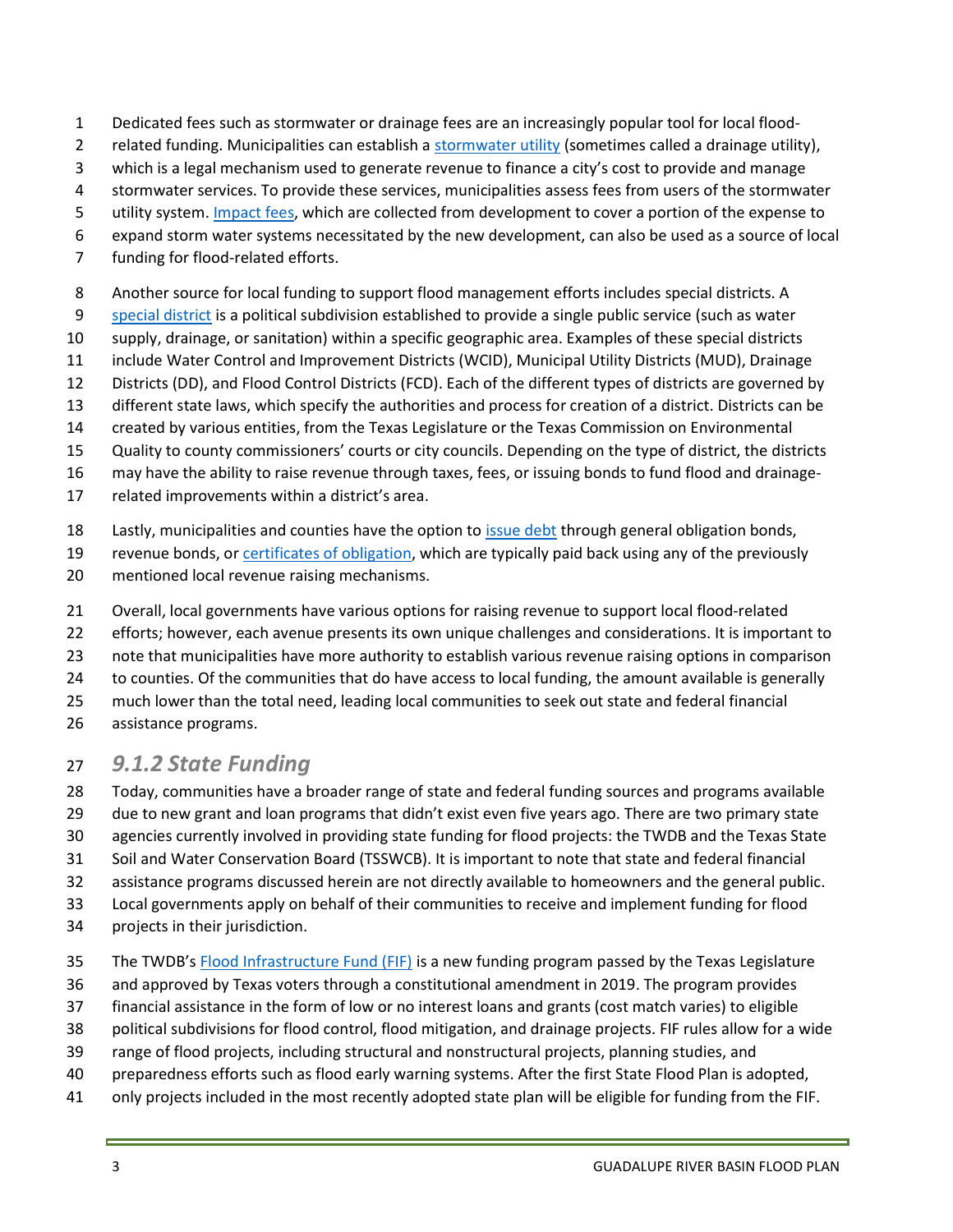Dedicated fees such as stormwater or drainage fees are an increasingly popular tool for local flood-related funding. Municipalities can establish a stormwater utility (sometimes called a drainage utility), which is a legal mechanism used to generate revenue to finance a city's cost to provide and manage stormwater services. To provide these services, municipalities assess fees from users of the stormwater utility system. Impact fees, which are collected from development to cover a portion of the expense to expand storm water systems necessitated by the new development, can also be used as a source of local funding for flood-related efforts.

Another source for local funding to support flood management efforts includes special districts. A special district is a political subdivision established to provide a single public service (such as water supply, drainage, or sanitation) within a specific geographic area. Examples of these special districts include Water Control and Improvement Districts (WCID), Municipal Utility Districts (MUD), Drainage Districts (DD), and Flood Control Districts (FCD). Each of the different types of districts are governed by different state laws, which specify the authorities and process for creation of a district. Districts can be created by various entities, from the Texas Legislature or the Texas Commission on Environmental Quality to county commissioners' courts or city councils. Depending on the type of district, the districts may have the ability to raise revenue through taxes, fees, or issuing bonds to fund flood and drainage-related improvements within a district's area.

Lastly, municipalities and counties have the option to issue debt through general obligation bonds, revenue bonds, or certificates of obligation, which are typically paid back using any of the previously mentioned local revenue raising mechanisms.

Overall, local governments have various options for raising revenue to support local flood-related efforts; however, each avenue presents its own unique challenges and considerations. It is important to note that municipalities have more authority to establish various revenue raising options in comparison to counties. Of the communities that do have access to local funding, the amount available is generally much lower than the total need, leading local communities to seek out state and federal financial assistance programs.

### *9.1.2 State Funding*

Today, communities have a broader range of state and federal funding sources and programs available due to new grant and loan programs that didn't exist even five years ago. There are two primary state agencies currently involved in providing state funding for flood projects: the TWDB and the Texas State Soil and Water Conservation Board (TSSWCB). It is important to note that state and federal financial assistance programs discussed herein are not directly available to homeowners and the general public. Local governments apply on behalf of their communities to receive and implement funding for flood projects in their jurisdiction.

The TWDB's Flood Infrastructure Fund (FIF) is a new funding program passed by the Texas Legislature and approved by Texas voters through a constitutional amendment in 2019. The program provides financial assistance in the form of low or no interest loans and grants (cost match varies) to eligible political subdivisions for flood control, flood mitigation, and drainage projects. FIF rules allow for a wide range of flood projects, including structural and nonstructural projects, planning studies, and preparedness efforts such as flood early warning systems. After the first State Flood Plan is adopted, only projects included in the most recently adopted state plan will be eligible for funding from the FIF.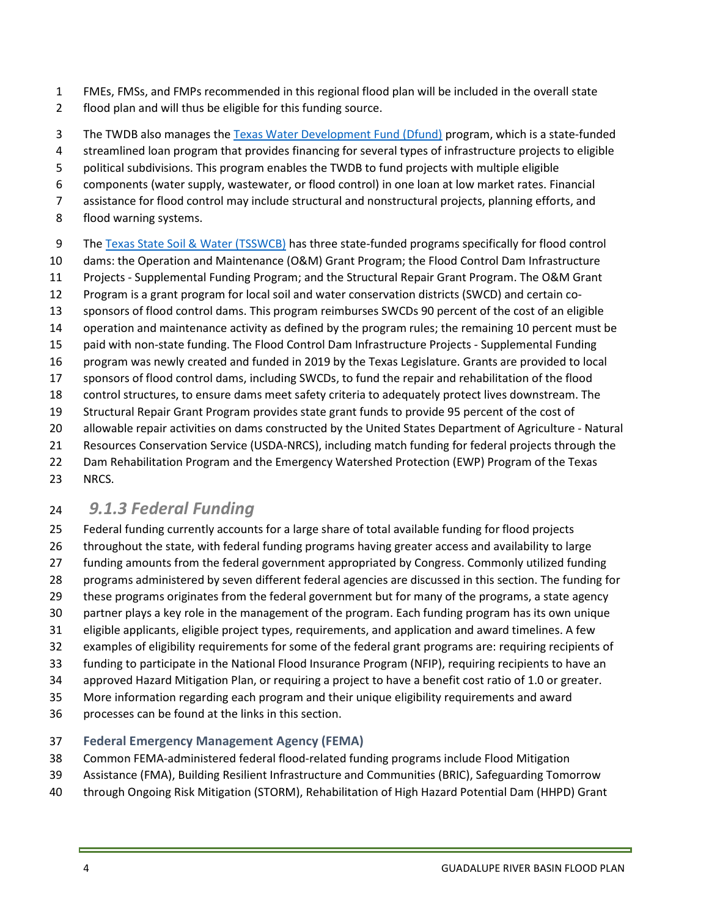FMEs, FMSs, and FMPs recommended in this regional flood plan will be included in the overall state flood plan and will thus be eligible for this funding source.

The TWDB also manages the [Texas Water Development Fund (Dfund)]() program, which is a state-funded streamlined loan program that provides financing for several types of infrastructure projects to eligible political subdivisions. This program enables the TWDB to fund projects with multiple eligible components (water supply, wastewater, or flood control) in one loan at low market rates. Financial assistance for flood control may include structural and nonstructural projects, planning efforts, and flood warning systems.

The [Texas State Soil & Water (TSSWCB)]() has three state-funded programs specifically for flood control dams: the Operation and Maintenance (O&M) Grant Program; the Flood Control Dam Infrastructure Projects - Supplemental Funding Program; and the Structural Repair Grant Program. The O&M Grant Program is a grant program for local soil and water conservation districts (SWCD) and certain co-sponsors of flood control dams. This program reimburses SWCDs 90 percent of the cost of an eligible operation and maintenance activity as defined by the program rules; the remaining 10 percent must be paid with non-state funding. The Flood Control Dam Infrastructure Projects - Supplemental Funding program was newly created and funded in 2019 by the Texas Legislature. Grants are provided to local sponsors of flood control dams, including SWCDs, to fund the repair and rehabilitation of the flood control structures, to ensure dams meet safety criteria to adequately protect lives downstream. The Structural Repair Grant Program provides state grant funds to provide 95 percent of the cost of allowable repair activities on dams constructed by the United States Department of Agriculture - Natural Resources Conservation Service (USDA-NRCS), including match funding for federal projects through the Dam Rehabilitation Program and the Emergency Watershed Protection (EWP) Program of the Texas NRCS.

### *9.1.3 Federal Funding*

Federal funding currently accounts for a large share of total available funding for flood projects throughout the state, with federal funding programs having greater access and availability to large funding amounts from the federal government appropriated by Congress. Commonly utilized funding programs administered by seven different federal agencies are discussed in this section. The funding for these programs originates from the federal government but for many of the programs, a state agency partner plays a key role in the management of the program. Each funding program has its own unique eligible applicants, eligible project types, requirements, and application and award timelines. A few examples of eligibility requirements for some of the federal grant programs are: requiring recipients of funding to participate in the National Flood Insurance Program (NFIP), requiring recipients to have an approved Hazard Mitigation Plan, or requiring a project to have a benefit cost ratio of 1.0 or greater. More information regarding each program and their unique eligibility requirements and award processes can be found at the links in this section.

#### Federal Emergency Management Agency (FEMA)

Common FEMA-administered federal flood-related funding programs include Flood Mitigation Assistance (FMA), Building Resilient Infrastructure and Communities (BRIC), Safeguarding Tomorrow through Ongoing Risk Mitigation (STORM), Rehabilitation of High Hazard Potential Dam (HHPD) Grant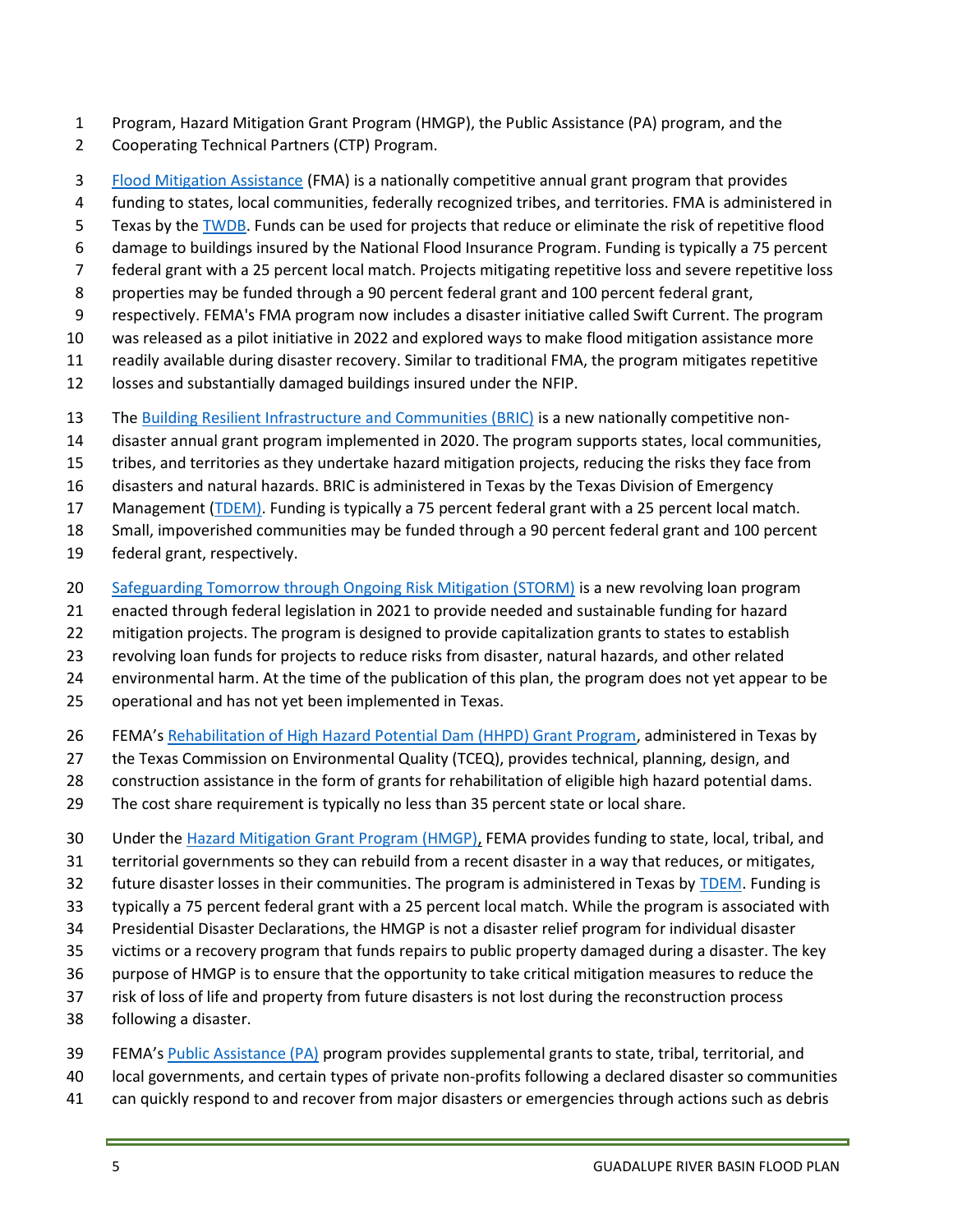Program, Hazard Mitigation Grant Program (HMGP), the Public Assistance (PA) program, and the Cooperating Technical Partners (CTP) Program.

Flood Mitigation Assistance (FMA) is a nationally competitive annual grant program that provides funding to states, local communities, federally recognized tribes, and territories. FMA is administered in Texas by the TWDB. Funds can be used for projects that reduce or eliminate the risk of repetitive flood damage to buildings insured by the National Flood Insurance Program. Funding is typically a 75 percent federal grant with a 25 percent local match. Projects mitigating repetitive loss and severe repetitive loss properties may be funded through a 90 percent federal grant and 100 percent federal grant, respectively. FEMA's FMA program now includes a disaster initiative called Swift Current. The program was released as a pilot initiative in 2022 and explored ways to make flood mitigation assistance more readily available during disaster recovery. Similar to traditional FMA, the program mitigates repetitive losses and substantially damaged buildings insured under the NFIP.

The Building Resilient Infrastructure and Communities (BRIC) is a new nationally competitive non-disaster annual grant program implemented in 2020. The program supports states, local communities, tribes, and territories as they undertake hazard mitigation projects, reducing the risks they face from disasters and natural hazards. BRIC is administered in Texas by the Texas Division of Emergency Management (TDEM). Funding is typically a 75 percent federal grant with a 25 percent local match. Small, impoverished communities may be funded through a 90 percent federal grant and 100 percent federal grant, respectively.

Safeguarding Tomorrow through Ongoing Risk Mitigation (STORM) is a new revolving loan program enacted through federal legislation in 2021 to provide needed and sustainable funding for hazard mitigation projects. The program is designed to provide capitalization grants to states to establish revolving loan funds for projects to reduce risks from disaster, natural hazards, and other related environmental harm. At the time of the publication of this plan, the program does not yet appear to be operational and has not yet been implemented in Texas.

FEMA's Rehabilitation of High Hazard Potential Dam (HHPD) Grant Program, administered in Texas by the Texas Commission on Environmental Quality (TCEQ), provides technical, planning, design, and construction assistance in the form of grants for rehabilitation of eligible high hazard potential dams. The cost share requirement is typically no less than 35 percent state or local share.

Under the Hazard Mitigation Grant Program (HMGP), FEMA provides funding to state, local, tribal, and territorial governments so they can rebuild from a recent disaster in a way that reduces, or mitigates, future disaster losses in their communities. The program is administered in Texas by TDEM. Funding is typically a 75 percent federal grant with a 25 percent local match. While the program is associated with Presidential Disaster Declarations, the HMGP is not a disaster relief program for individual disaster victims or a recovery program that funds repairs to public property damaged during a disaster. The key purpose of HMGP is to ensure that the opportunity to take critical mitigation measures to reduce the risk of loss of life and property from future disasters is not lost during the reconstruction process following a disaster.

FEMA's Public Assistance (PA) program provides supplemental grants to state, tribal, territorial, and local governments, and certain types of private non-profits following a declared disaster so communities can quickly respond to and recover from major disasters or emergencies through actions such as debris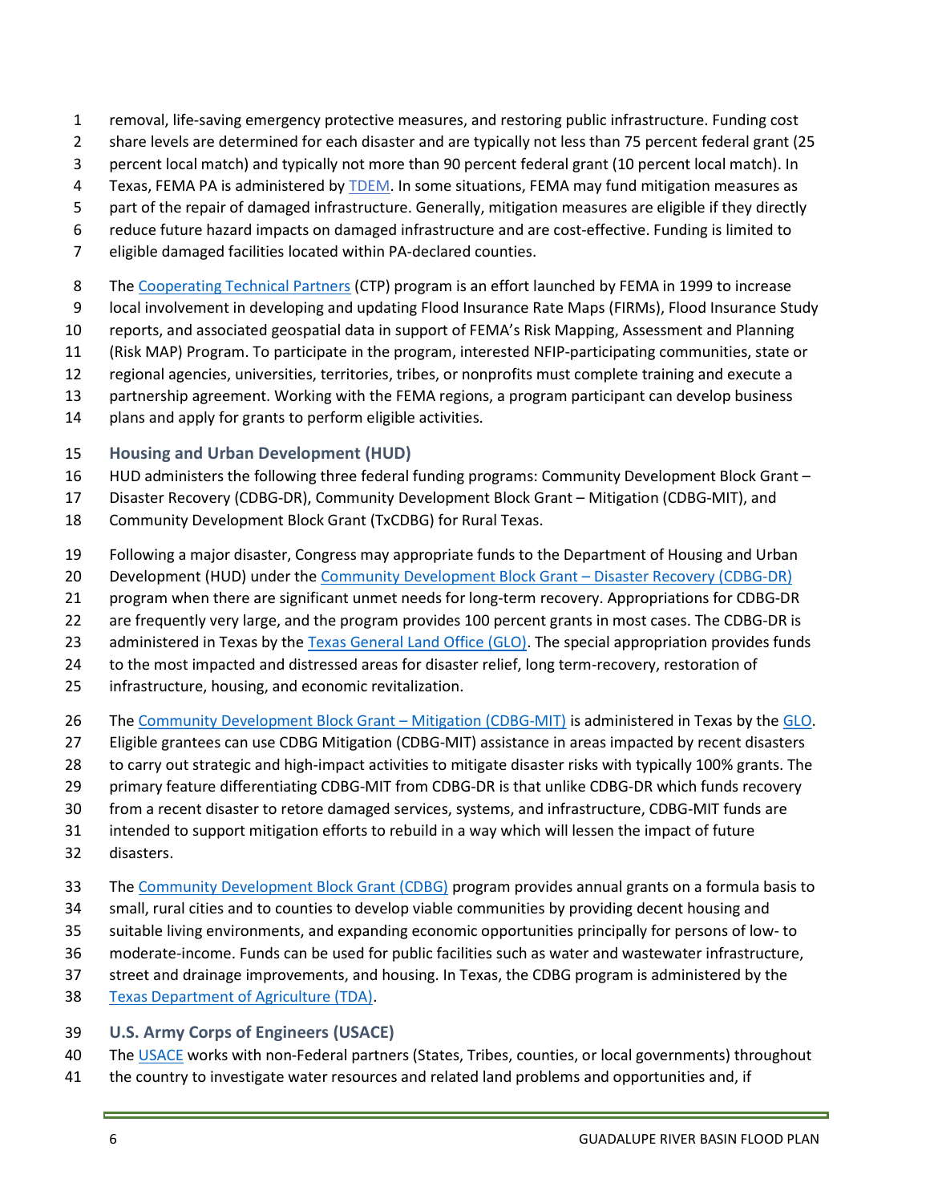removal, life-saving emergency protective measures, and restoring public infrastructure. Funding cost share levels are determined for each disaster and are typically not less than 75 percent federal grant (25 percent local match) and typically not more than 90 percent federal grant (10 percent local match). In Texas, FEMA PA is administered by TDEM. In some situations, FEMA may fund mitigation measures as part of the repair of damaged infrastructure. Generally, mitigation measures are eligible if they directly reduce future hazard impacts on damaged infrastructure and are cost-effective. Funding is limited to eligible damaged facilities located within PA-declared counties.

The Cooperating Technical Partners (CTP) program is an effort launched by FEMA in 1999 to increase local involvement in developing and updating Flood Insurance Rate Maps (FIRMs), Flood Insurance Study reports, and associated geospatial data in support of FEMA's Risk Mapping, Assessment and Planning (Risk MAP) Program. To participate in the program, interested NFIP-participating communities, state or regional agencies, universities, territories, tribes, or nonprofits must complete training and execute a partnership agreement. Working with the FEMA regions, a program participant can develop business plans and apply for grants to perform eligible activities.

### Housing and Urban Development (HUD)

HUD administers the following three federal funding programs: Community Development Block Grant – Disaster Recovery (CDBG-DR), Community Development Block Grant – Mitigation (CDBG-MIT), and Community Development Block Grant (TxCDBG) for Rural Texas.

Following a major disaster, Congress may appropriate funds to the Department of Housing and Urban Development (HUD) under the Community Development Block Grant – Disaster Recovery (CDBG-DR) program when there are significant unmet needs for long-term recovery. Appropriations for CDBG-DR are frequently very large, and the program provides 100 percent grants in most cases. The CDBG-DR is administered in Texas by the Texas General Land Office (GLO). The special appropriation provides funds to the most impacted and distressed areas for disaster relief, long term-recovery, restoration of infrastructure, housing, and economic revitalization.

The Community Development Block Grant – Mitigation (CDBG-MIT) is administered in Texas by the GLO. Eligible grantees can use CDBG Mitigation (CDBG-MIT) assistance in areas impacted by recent disasters to carry out strategic and high-impact activities to mitigate disaster risks with typically 100% grants. The primary feature differentiating CDBG-MIT from CDBG-DR is that unlike CDBG-DR which funds recovery from a recent disaster to retore damaged services, systems, and infrastructure, CDBG-MIT funds are intended to support mitigation efforts to rebuild in a way which will lessen the impact of future disasters.

The Community Development Block Grant (CDBG) program provides annual grants on a formula basis to small, rural cities and to counties to develop viable communities by providing decent housing and suitable living environments, and expanding economic opportunities principally for persons of low- to moderate-income. Funds can be used for public facilities such as water and wastewater infrastructure, street and drainage improvements, and housing. In Texas, the CDBG program is administered by the Texas Department of Agriculture (TDA).

### U.S. Army Corps of Engineers (USACE)

The USACE works with non-Federal partners (States, Tribes, counties, or local governments) throughout the country to investigate water resources and related land problems and opportunities and, if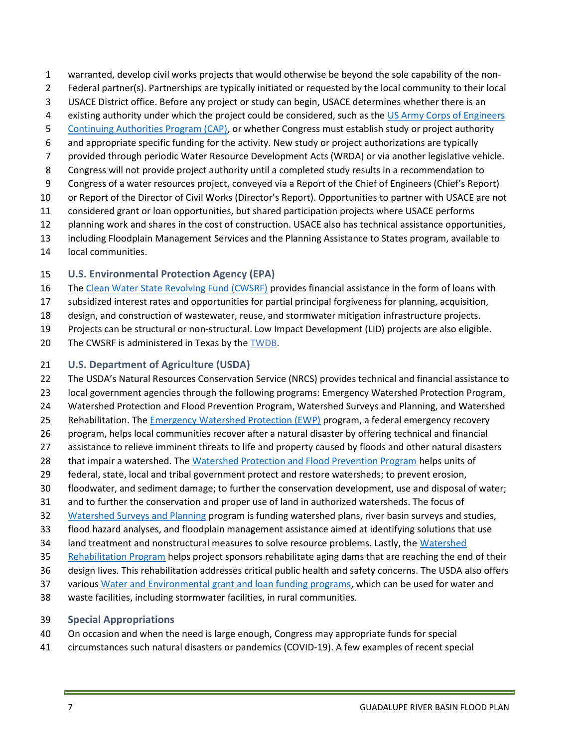warranted, develop civil works projects that would otherwise be beyond the sole capability of the non-Federal partner(s). Partnerships are typically initiated or requested by the local community to their local USACE District office. Before any project or study can begin, USACE determines whether there is an existing authority under which the project could be considered, such as the US Army Corps of Engineers Continuing Authorities Program (CAP), or whether Congress must establish study or project authority and appropriate specific funding for the activity. New study or project authorizations are typically provided through periodic Water Resource Development Acts (WRDA) or via another legislative vehicle. Congress will not provide project authority until a completed study results in a recommendation to Congress of a water resources project, conveyed via a Report of the Chief of Engineers (Chief's Report) or Report of the Director of Civil Works (Director's Report). Opportunities to partner with USACE are not considered grant or loan opportunities, but shared participation projects where USACE performs planning work and shares in the cost of construction. USACE also has technical assistance opportunities, including Floodplain Management Services and the Planning Assistance to States program, available to local communities.

### U.S. Environmental Protection Agency (EPA)

The Clean Water State Revolving Fund (CWSRF) provides financial assistance in the form of loans with subsidized interest rates and opportunities for partial principal forgiveness for planning, acquisition, design, and construction of wastewater, reuse, and stormwater mitigation infrastructure projects. Projects can be structural or non-structural. Low Impact Development (LID) projects are also eligible. The CWSRF is administered in Texas by the TWDB.

### U.S. Department of Agriculture (USDA)

The USDA's Natural Resources Conservation Service (NRCS) provides technical and financial assistance to local government agencies through the following programs: Emergency Watershed Protection Program, Watershed Protection and Flood Prevention Program, Watershed Surveys and Planning, and Watershed Rehabilitation. The Emergency Watershed Protection (EWP) program, a federal emergency recovery program, helps local communities recover after a natural disaster by offering technical and financial assistance to relieve imminent threats to life and property caused by floods and other natural disasters that impair a watershed. The Watershed Protection and Flood Prevention Program helps units of federal, state, local and tribal government protect and restore watersheds; to prevent erosion, floodwater, and sediment damage; to further the conservation development, use and disposal of water; and to further the conservation and proper use of land in authorized watersheds. The focus of Watershed Surveys and Planning program is funding watershed plans, river basin surveys and studies, flood hazard analyses, and floodplain management assistance aimed at identifying solutions that use land treatment and nonstructural measures to solve resource problems. Lastly, the Watershed Rehabilitation Program helps project sponsors rehabilitate aging dams that are reaching the end of their design lives. This rehabilitation addresses critical public health and safety concerns. The USDA also offers various Water and Environmental grant and loan funding programs, which can be used for water and waste facilities, including stormwater facilities, in rural communities.

### Special Appropriations

On occasion and when the need is large enough, Congress may appropriate funds for special circumstances such natural disasters or pandemics (COVID-19). A few examples of recent special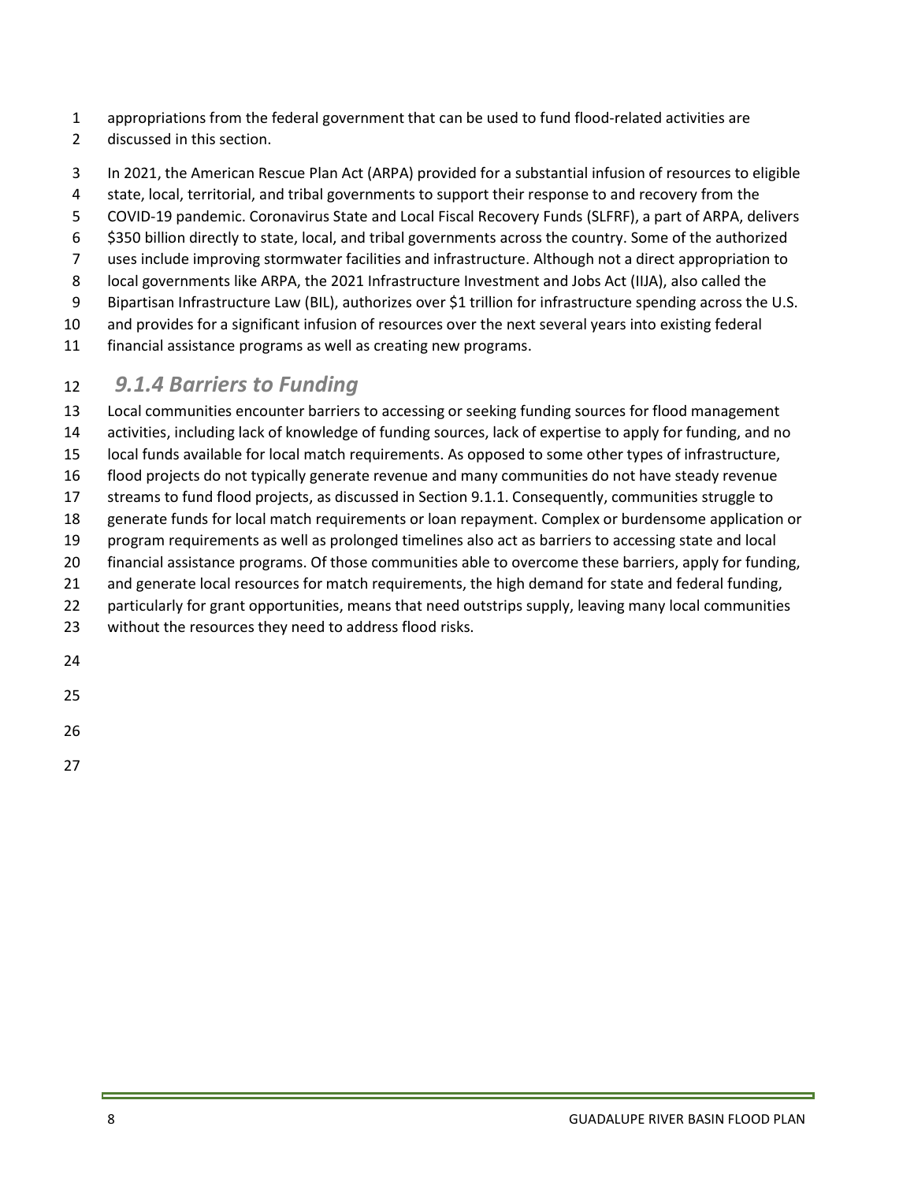appropriations from the federal government that can be used to fund flood-related activities are discussed in this section.

In 2021, the American Rescue Plan Act (ARPA) provided for a substantial infusion of resources to eligible state, local, territorial, and tribal governments to support their response to and recovery from the COVID-19 pandemic. Coronavirus State and Local Fiscal Recovery Funds (SLFRF), a part of ARPA, delivers $350 billion directly to state, local, and tribal governments across the country. Some of the authorized uses include improving stormwater facilities and infrastructure. Although not a direct appropriation to local governments like ARPA, the 2021 Infrastructure Investment and Jobs Act (IIJA), also called the Bipartisan Infrastructure Law (BIL), authorizes over $1 trillion for infrastructure spending across the U.S. and provides for a significant infusion of resources over the next several years into existing federal financial assistance programs as well as creating new programs.

### *9.1.4 Barriers to Funding*

Local communities encounter barriers to accessing or seeking funding sources for flood management activities, including lack of knowledge of funding sources, lack of expertise to apply for funding, and no local funds available for local match requirements. As opposed to some other types of infrastructure, flood projects do not typically generate revenue and many communities do not have steady revenue streams to fund flood projects, as discussed in Section 9.1.1. Consequently, communities struggle to generate funds for local match requirements or loan repayment. Complex or burdensome application or program requirements as well as prolonged timelines also act as barriers to accessing state and local financial assistance programs. Of those communities able to overcome these barriers, apply for funding, and generate local resources for match requirements, the high demand for state and federal funding, particularly for grant opportunities, means that need outstrips supply, leaving many local communities without the resources they need to address flood risks.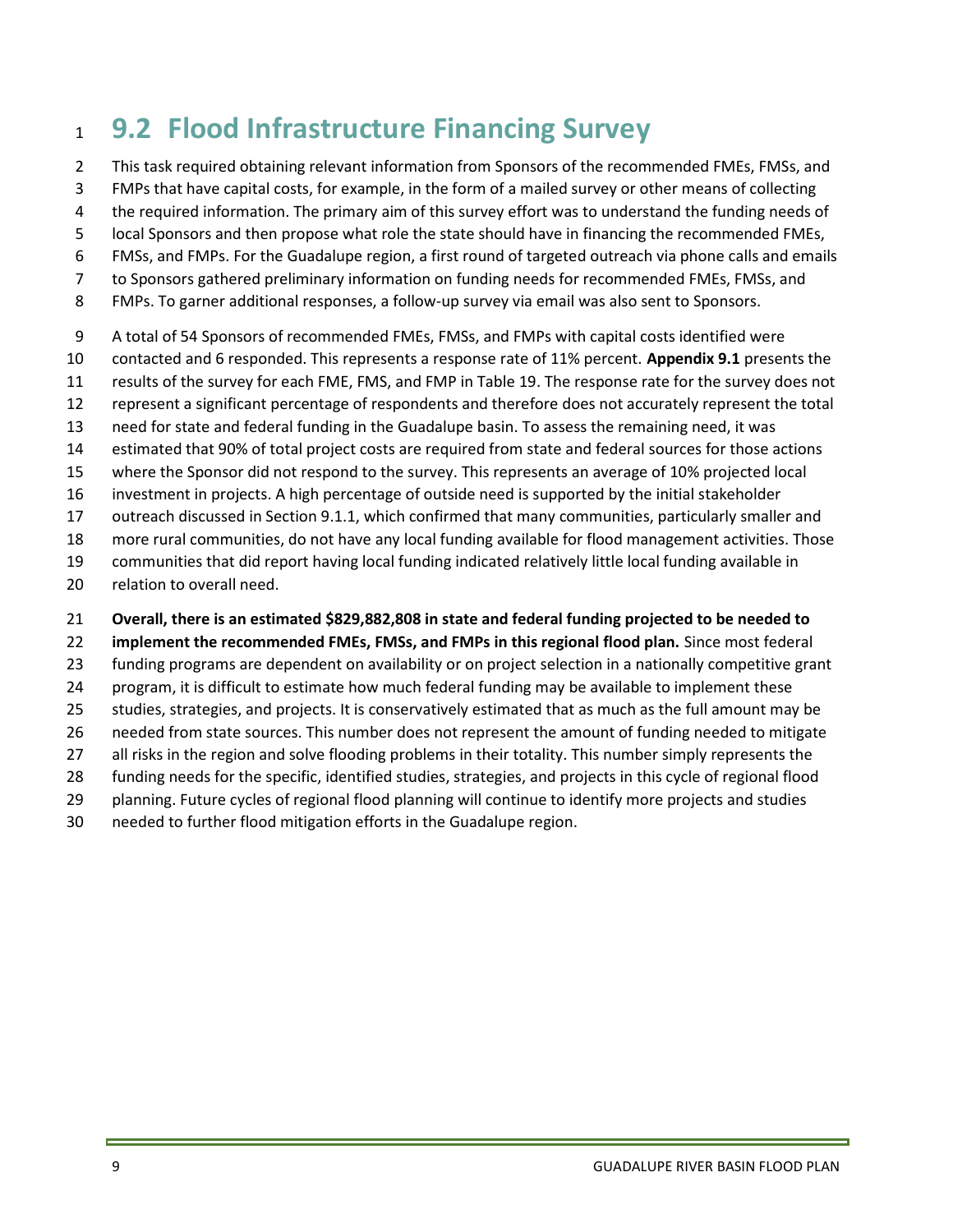## 9.2 Flood Infrastructure Financing Survey

This task required obtaining relevant information from Sponsors of the recommended FMEs, FMSs, and FMPs that have capital costs, for example, in the form of a mailed survey or other means of collecting the required information. The primary aim of this survey effort was to understand the funding needs of local Sponsors and then propose what role the state should have in financing the recommended FMEs, FMSs, and FMPs. For the Guadalupe region, a first round of targeted outreach via phone calls and emails to Sponsors gathered preliminary information on funding needs for recommended FMEs, FMSs, and FMPs. To garner additional responses, a follow-up survey via email was also sent to Sponsors.

A total of 54 Sponsors of recommended FMEs, FMSs, and FMPs with capital costs identified were contacted and 6 responded. This represents a response rate of 11% percent. **Appendix 9.1** presents the results of the survey for each FME, FMS, and FMP in Table 19. The response rate for the survey does not represent a significant percentage of respondents and therefore does not accurately represent the total need for state and federal funding in the Guadalupe basin. To assess the remaining need, it was estimated that 90% of total project costs are required from state and federal sources for those actions where the Sponsor did not respond to the survey. This represents an average of 10% projected local investment in projects. A high percentage of outside need is supported by the initial stakeholder outreach discussed in Section 9.1.1, which confirmed that many communities, particularly smaller and more rural communities, do not have any local funding available for flood management activities. Those communities that did report having local funding indicated relatively little local funding available in relation to overall need.

**Overall, there is an estimated $829,882,808 in state and federal funding projected to be needed to implement the recommended FMEs, FMSs, and FMPs in this regional flood plan.** Since most federal funding programs are dependent on availability or on project selection in a nationally competitive grant program, it is difficult to estimate how much federal funding may be available to implement these studies, strategies, and projects. It is conservatively estimated that as much as the full amount may be needed from state sources. This number does not represent the amount of funding needed to mitigate all risks in the region and solve flooding problems in their totality. This number simply represents the funding needs for the specific, identified studies, strategies, and projects in this cycle of regional flood planning. Future cycles of regional flood planning will continue to identify more projects and studies needed to further flood mitigation efforts in the Guadalupe region.